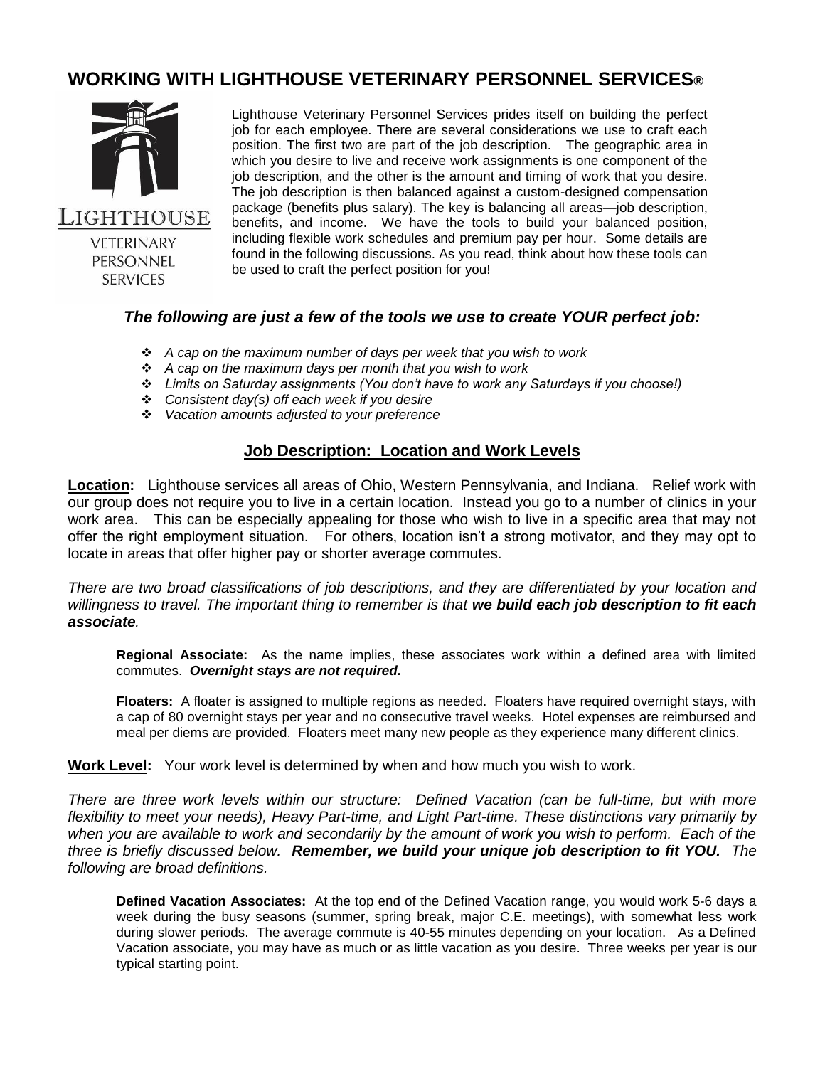# WORKING WITH LIGHTHOUSE VETERINARY PERSONNEL SERVICES®

LIGHTHOUSE
VETERINARY
PERSONNEL
SERVICES

Lighthouse Veterinary Personnel Services prides itself on building the perfect job for each employee. There are several considerations we use to craft each position. The first two are part of the job description. The geographic area in which you desire to live and receive work assignments is one component of the job description, and the other is the amount and timing of work that you desire. The job description is then balanced against a custom-designed compensation package (benefits plus salary). The key is balancing all areas—job description, benefits, and income. We have the tools to build your balanced position, including flexible work schedules and premium pay per hour. Some details are found in the following discussions. As you read, think about how these tools can be used to craft the perfect position for you!

### *The following are just a few of the tools we use to create YOUR perfect job:*

- *A cap on the maximum number of days per week that you wish to work*
- *A cap on the maximum days per month that you wish to work*
- *Limits on Saturday assignments (You don't have to work any Saturdays if you choose!)*
- *Consistent day(s) off each week if you desire*
- *Vacation amounts adjusted to your preference*

## Job Description: Location and Work Levels

**Location:** Lighthouse services all areas of Ohio, Western Pennsylvania, and Indiana. Relief work with our group does not require you to live in a certain location. Instead you go to a number of clinics in your work area. This can be especially appealing for those who wish to live in a specific area that may not offer the right employment situation. For others, location isn't a strong motivator, and they may opt to locate in areas that offer higher pay or shorter average commutes.

*There are two broad classifications of job descriptions, and they are differentiated by your location and willingness to travel. The important thing to remember is that **we build each job description to fit each associate**.*

**Regional Associate:** As the name implies, these associates work within a defined area with limited commutes. ***Overnight stays are not required.***

**Floaters:** A floater is assigned to multiple regions as needed. Floaters have required overnight stays, with a cap of 80 overnight stays per year and no consecutive travel weeks. Hotel expenses are reimbursed and meal per diems are provided. Floaters meet many new people as they experience many different clinics.

**Work Level:** Your work level is determined by when and how much you wish to work.

*There are three work levels within our structure: Defined Vacation (can be full-time, but with more flexibility to meet your needs), Heavy Part-time, and Light Part-time. These distinctions vary primarily by when you are available to work and secondarily by the amount of work you wish to perform. Each of the three is briefly discussed below. **Remember, we build your unique job description to fit YOU.** The following are broad definitions.*

**Defined Vacation Associates:** At the top end of the Defined Vacation range, you would work 5-6 days a week during the busy seasons (summer, spring break, major C.E. meetings), with somewhat less work during slower periods. The average commute is 40-55 minutes depending on your location. As a Defined Vacation associate, you may have as much or as little vacation as you desire. Three weeks per year is our typical starting point.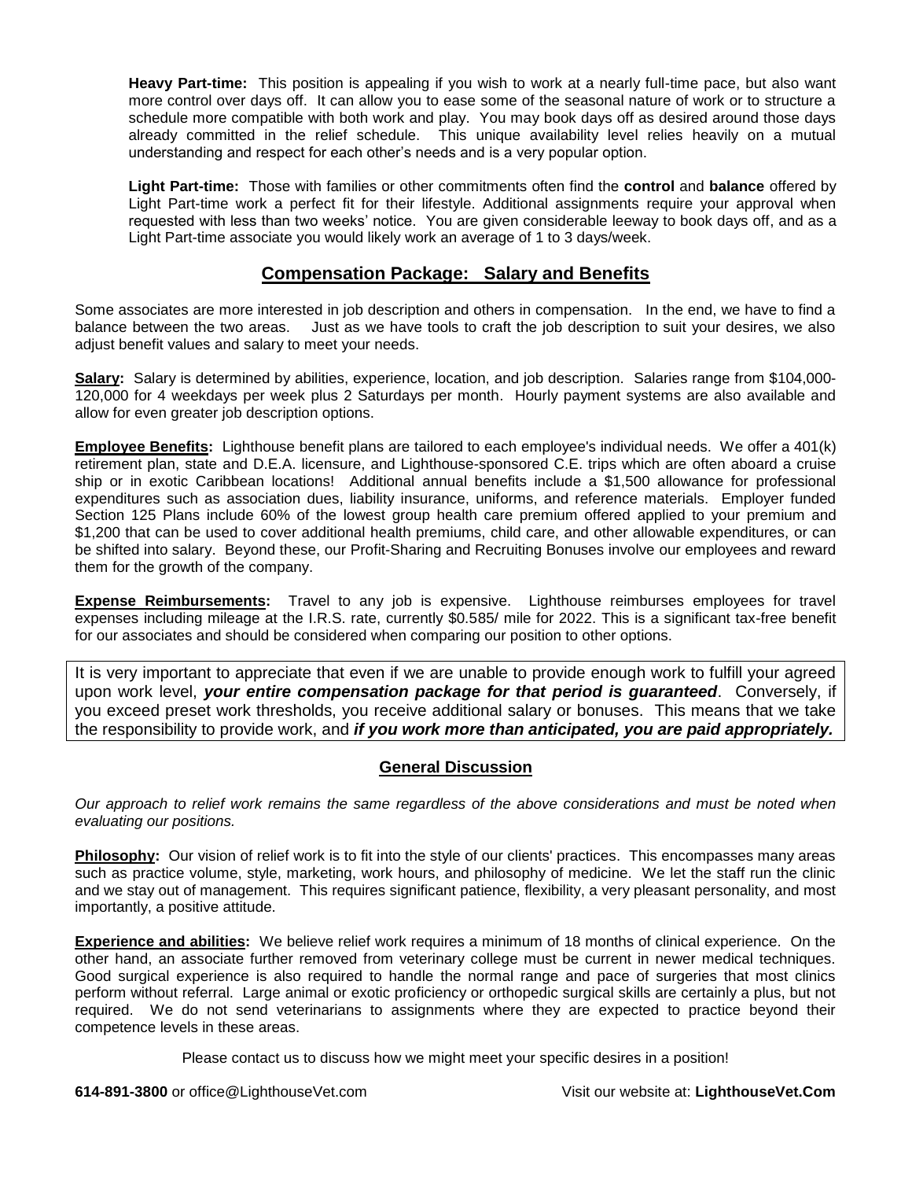**Heavy Part-time:** This position is appealing if you wish to work at a nearly full-time pace, but also want more control over days off. It can allow you to ease some of the seasonal nature of work or to structure a schedule more compatible with both work and play. You may book days off as desired around those days already committed in the relief schedule. This unique availability level relies heavily on a mutual understanding and respect for each other's needs and is a very popular option.

**Light Part-time:** Those with families or other commitments often find the **control** and **balance** offered by Light Part-time work a perfect fit for their lifestyle. Additional assignments require your approval when requested with less than two weeks' notice. You are given considerable leeway to book days off, and as a Light Part-time associate you would likely work an average of 1 to 3 days/week.

## Compensation Package: Salary and Benefits

Some associates are more interested in job description and others in compensation. In the end, we have to find a balance between the two areas. Just as we have tools to craft the job description to suit your desires, we also adjust benefit values and salary to meet your needs.

**Salary:** Salary is determined by abilities, experience, location, and job description. Salaries range from $104,000-120,000 for 4 weekdays per week plus 2 Saturdays per month. Hourly payment systems are also available and allow for even greater job description options.

**Employee Benefits:** Lighthouse benefit plans are tailored to each employee's individual needs. We offer a 401(k) retirement plan, state and D.E.A. licensure, and Lighthouse-sponsored C.E. trips which are often aboard a cruise ship or in exotic Caribbean locations! Additional annual benefits include a $1,500 allowance for professional expenditures such as association dues, liability insurance, uniforms, and reference materials. Employer funded Section 125 Plans include 60% of the lowest group health care premium offered applied to your premium and $1,200 that can be used to cover additional health premiums, child care, and other allowable expenditures, or can be shifted into salary. Beyond these, our Profit-Sharing and Recruiting Bonuses involve our employees and reward them for the growth of the company.

**Expense Reimbursements:** Travel to any job is expensive. Lighthouse reimburses employees for travel expenses including mileage at the I.R.S. rate, currently $0.585/ mile for 2022. This is a significant tax-free benefit for our associates and should be considered when comparing our position to other options.

It is very important to appreciate that even if we are unable to provide enough work to fulfill your agreed upon work level, ***your entire compensation package for that period is guaranteed***. Conversely, if you exceed preset work thresholds, you receive additional salary or bonuses. This means that we take the responsibility to provide work, and ***if you work more than anticipated, you are paid appropriately.***

## General Discussion

*Our approach to relief work remains the same regardless of the above considerations and must be noted when evaluating our positions.*

**Philosophy:** Our vision of relief work is to fit into the style of our clients' practices. This encompasses many areas such as practice volume, style, marketing, work hours, and philosophy of medicine. We let the staff run the clinic and we stay out of management. This requires significant patience, flexibility, a very pleasant personality, and most importantly, a positive attitude.

**Experience and abilities:** We believe relief work requires a minimum of 18 months of clinical experience. On the other hand, an associate further removed from veterinary college must be current in newer medical techniques. Good surgical experience is also required to handle the normal range and pace of surgeries that most clinics perform without referral. Large animal or exotic proficiency or orthopedic surgical skills are certainly a plus, but not required. We do not send veterinarians to assignments where they are expected to practice beyond their competence levels in these areas.

Please contact us to discuss how we might meet your specific desires in a position!

**614-891-3800** or office@LighthouseVet.com

Visit our website at: **LighthouseVet.Com**